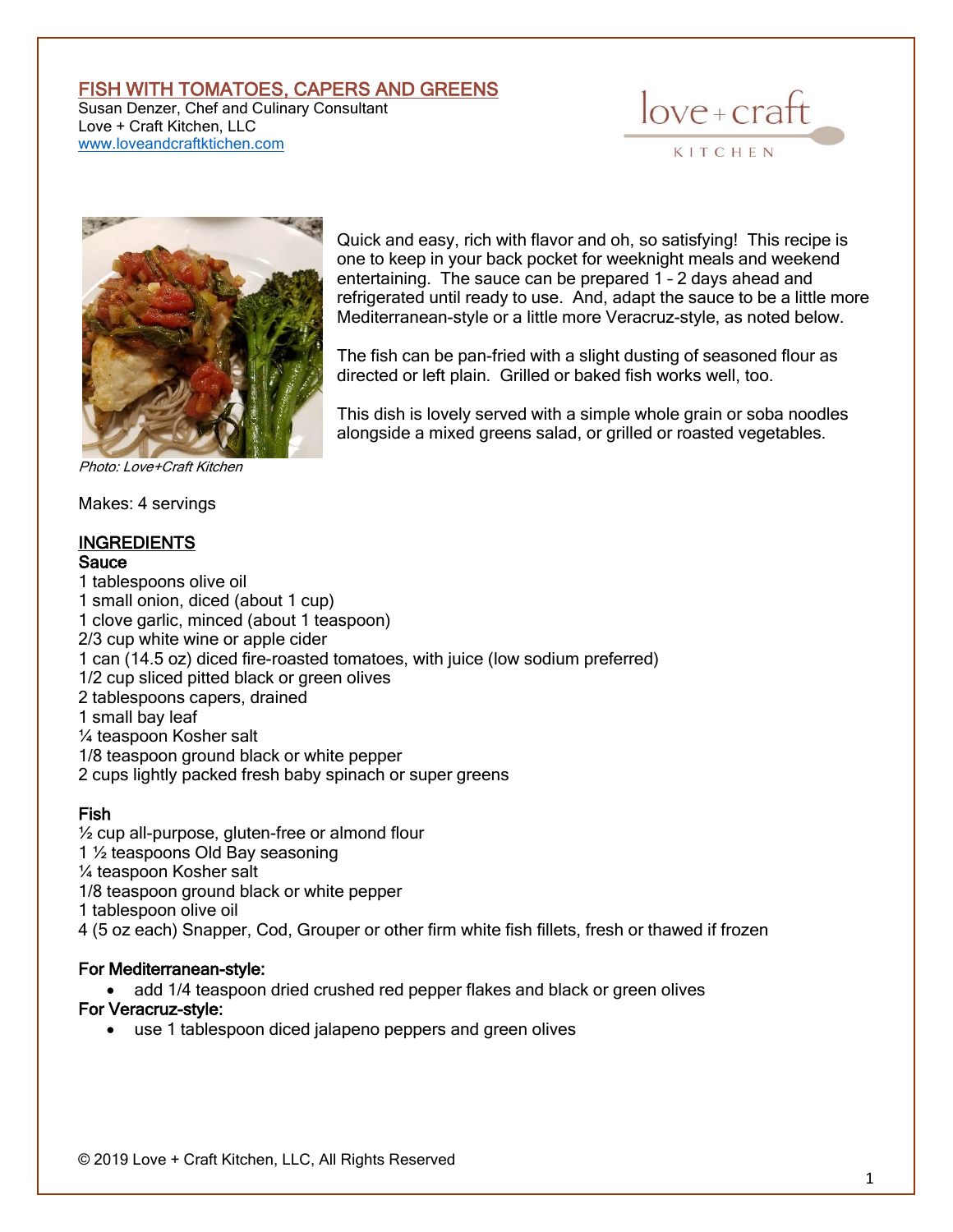# FISH WITH TOMATOES, CAPERS AND GREENS

Susan Denzer, Chef and Culinary Consultant
Love + Craft Kitchen, LLC
www.loveandcraftktichen.com

Photo: Love+Craft Kitchen

Quick and easy, rich with flavor and oh, so satisfying! This recipe is one to keep in your back pocket for weeknight meals and weekend entertaining. The sauce can be prepared 1 – 2 days ahead and refrigerated until ready to use. And, adapt the sauce to be a little more Mediterranean-style or a little more Veracruz-style, as noted below.

The fish can be pan-fried with a slight dusting of seasoned flour as directed or left plain. Grilled or baked fish works well, too.

This dish is lovely served with a simple whole grain or soba noodles alongside a mixed greens salad, or grilled or roasted vegetables.

Makes: 4 servings

## INGREDIENTS

### Sauce

1 tablespoons olive oil
1 small onion, diced (about 1 cup)
1 clove garlic, minced (about 1 teaspoon)
2/3 cup white wine or apple cider
1 can (14.5 oz) diced fire-roasted tomatoes, with juice (low sodium preferred)
1/2 cup sliced pitted black or green olives
2 tablespoons capers, drained
1 small bay leaf
¼ teaspoon Kosher salt
1/8 teaspoon ground black or white pepper
2 cups lightly packed fresh baby spinach or super greens

### Fish

½ cup all-purpose, gluten-free or almond flour
1 ½ teaspoons Old Bay seasoning
¼ teaspoon Kosher salt
1/8 teaspoon ground black or white pepper
1 tablespoon olive oil
4 (5 oz each) Snapper, Cod, Grouper or other firm white fish fillets, fresh or thawed if frozen

### For Mediterranean-style:

- add 1/4 teaspoon dried crushed red pepper flakes and black or green olives

### For Veracruz-style:

- use 1 tablespoon diced jalapeno peppers and green olives

© 2019 Love + Craft Kitchen, LLC, All Rights Reserved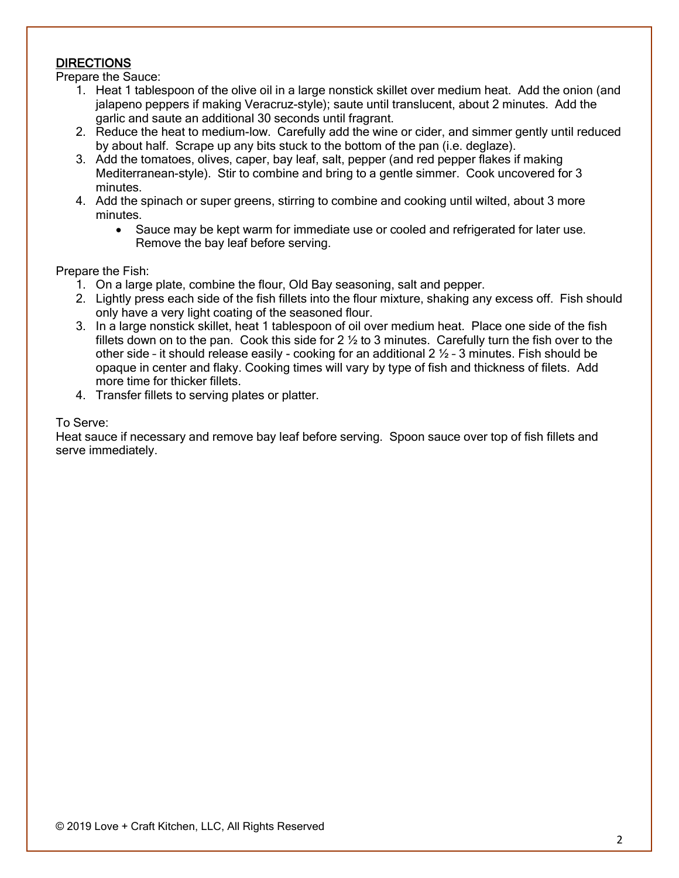## DIRECTIONS

Prepare the Sauce:

1. Heat 1 tablespoon of the olive oil in a large nonstick skillet over medium heat. Add the onion (and jalapeno peppers if making Veracruz-style); saute until translucent, about 2 minutes. Add the garlic and saute an additional 30 seconds until fragrant.
2. Reduce the heat to medium-low. Carefully add the wine or cider, and simmer gently until reduced by about half. Scrape up any bits stuck to the bottom of the pan (i.e. deglaze).
3. Add the tomatoes, olives, caper, bay leaf, salt, pepper (and red pepper flakes if making Mediterranean-style). Stir to combine and bring to a gentle simmer. Cook uncovered for 3 minutes.
4. Add the spinach or super greens, stirring to combine and cooking until wilted, about 3 more minutes.
   - Sauce may be kept warm for immediate use or cooled and refrigerated for later use. Remove the bay leaf before serving.

Prepare the Fish:

1. On a large plate, combine the flour, Old Bay seasoning, salt and pepper.
2. Lightly press each side of the fish fillets into the flour mixture, shaking any excess off. Fish should only have a very light coating of the seasoned flour.
3. In a large nonstick skillet, heat 1 tablespoon of oil over medium heat. Place one side of the fish fillets down on to the pan. Cook this side for 2 ½ to 3 minutes. Carefully turn the fish over to the other side – it should release easily - cooking for an additional 2 ½ – 3 minutes. Fish should be opaque in center and flaky. Cooking times will vary by type of fish and thickness of filets. Add more time for thicker fillets.
4. Transfer fillets to serving plates or platter.

To Serve:

Heat sauce if necessary and remove bay leaf before serving. Spoon sauce over top of fish fillets and serve immediately.

© 2019 Love + Craft Kitchen, LLC, All Rights Reserved